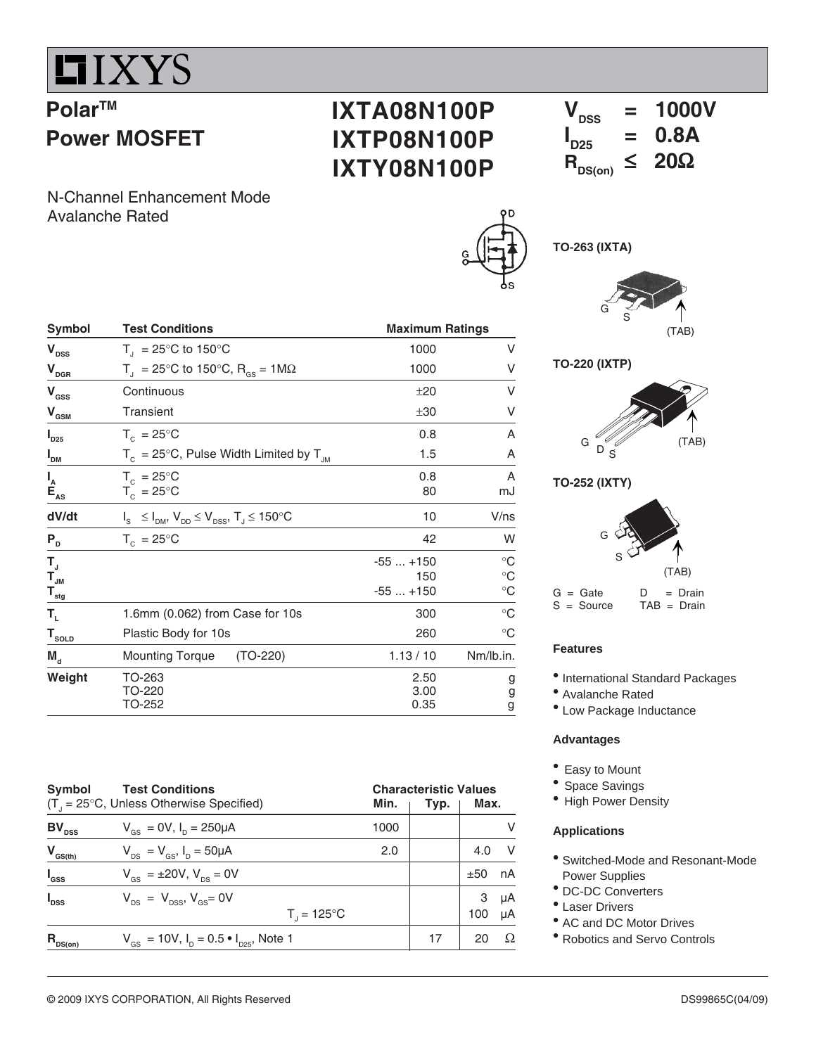# IXYS

## Polar™ Power MOSFET

## IXTA08N100P
## IXTP08N100P
## IXTY08N100P

$V_{DSS}$ = 1000V
$I_{D25}$ = 0.8A
$R_{DS(on)}$ ≤ 20Ω

N-Channel Enhancement Mode
Avalanche Rated

TO-263 (IXTA)

G S (TAB)

TO-220 (IXTP)

G D S (TAB)

TO-252 (IXTY)

G S (TAB)

G = Gate D = Drain
S = Source TAB = Drain

| Symbol | Test Conditions | Maximum Ratings | |
|---|---|---|---|
| $V_{DSS}$ | $T_J$ = 25°C to 150°C | 1000 | V |
| $V_{DGR}$ | $T_J$ = 25°C to 150°C, $R_{GS}$ = 1MΩ | 1000 | V |
| $V_{GSS}$ | Continuous | ±20 | V |
| $V_{GSM}$ | Transient | ±30 | V |
| $I_{D25}$ | $T_C$ = 25°C | 0.8 | A |
| $I_{DM}$ | $T_C$ = 25°C, Pulse Width Limited by $T_{JM}$ | 1.5 | A |
| $I_A$ | $T_C$ = 25°C | 0.8 | A |
| $E_{AS}$ | $T_C$ = 25°C | 80 | mJ |
| dV/dt | $I_S \leq I_{DM}$, $V_{DD} \leq V_{DSS}$, $T_J \leq 150°C$ | 10 | V/ns |
| $P_D$ | $T_C$ = 25°C | 42 | W |
| $T_J$ | | -55 ... +150 | °C |
| $T_{JM}$ | | 150 | °C |
| $T_{stg}$ | | -55 ... +150 | °C |
| $T_L$ | 1.6mm (0.062) from Case for 10s | 300 | °C |
| $T_{SOLD}$ | Plastic Body for 10s | 260 | °C |
| $M_d$ | Mounting Torque (TO-220) | 1.13 / 10 | Nm/lb.in. |
| Weight | TO-263 | 2.50 | g |
| | TO-220 | 3.00 | g |
| | TO-252 | 0.35 | g |

### Features

- International Standard Packages
- Avalanche Rated
- Low Package Inductance

### Advantages

- Easy to Mount
- Space Savings
- High Power Density

### Applications

- Switched-Mode and Resonant-Mode Power Supplies
- DC-DC Converters
- Laser Drivers
- AC and DC Motor Drives
- Robotics and Servo Controls

| Symbol | Test Conditions ($T_J$ = 25°C, Unless Otherwise Specified) | Min. | Typ. | Max. | |
|---|---|---|---|---|---|
| $BV_{DSS}$ | $V_{GS}$ = 0V, $I_D$ = 250μA | 1000 | | | V |
| $V_{GS(th)}$ | $V_{DS}$ = $V_{GS}$, $I_D$ = 50μA | 2.0 | | 4.0 | V |
| $I_{GSS}$ | $V_{GS}$ = ±20V, $V_{DS}$ = 0V | | | ±50 | nA |
| $I_{DSS}$ | $V_{DS}$ = $V_{DSS}$, $V_{GS}$= 0V | | | 3 | μA |
| | $T_J$ = 125°C | | | 100 | μA |
| $R_{DS(on)}$ | $V_{GS}$ = 10V, $I_D$ = 0.5 • $I_{D25}$, Note 1 | | 17 | 20 | Ω |

© 2009 IXYS CORPORATION, All Rights Reserved DS99865C(04/09)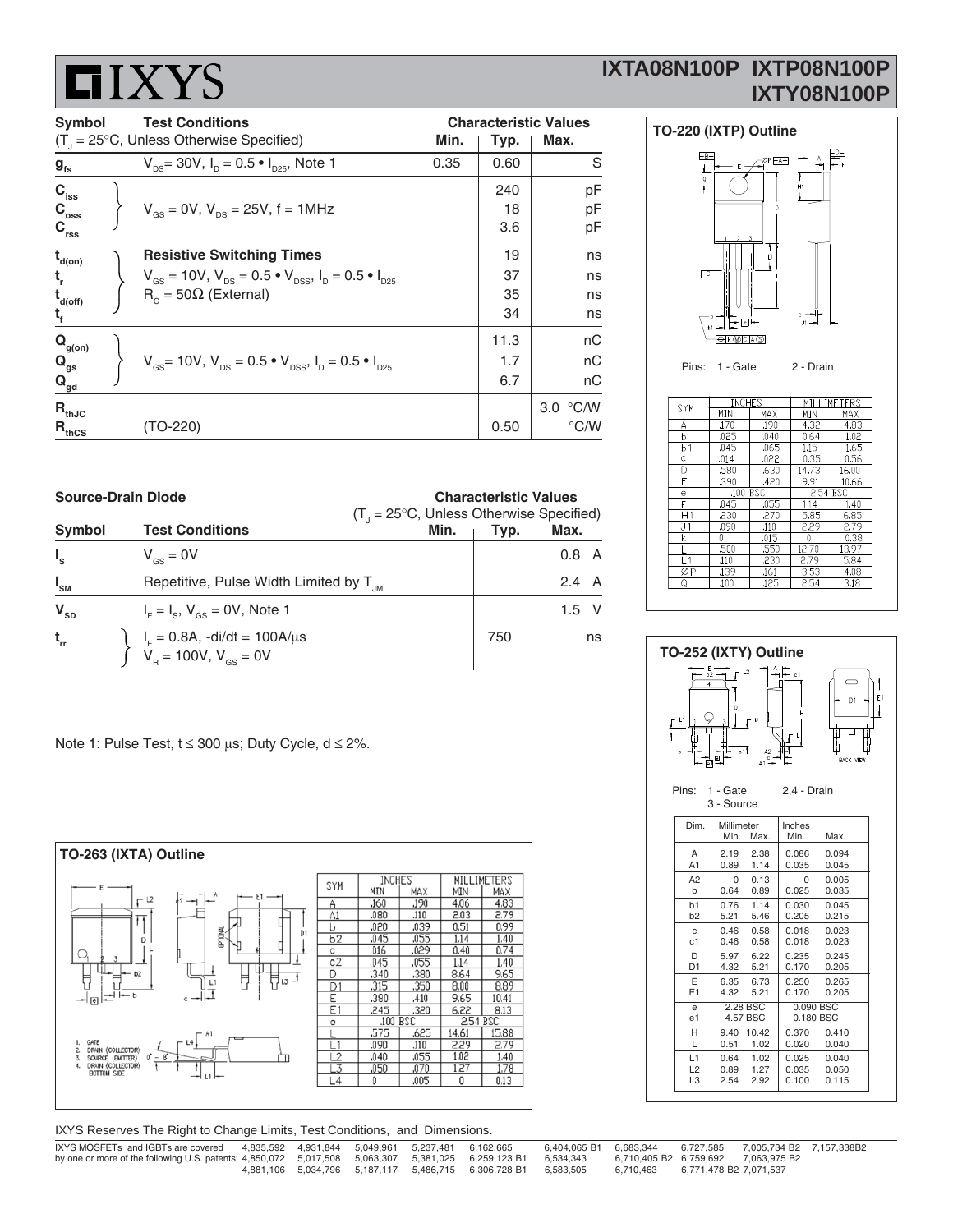## IXTA08N100P IXTP08N100P IXTY08N100P

| Symbol | Test Conditions ($T_J$ = 25°C, Unless Otherwise Specified) | Min. | Typ. | Max. | |
|---|---|---|---|---|---|
| $g_{fs}$ | $V_{DS}$= 30V, $I_D$ = 0.5 • $I_{D25}$, Note 1 | 0.35 | 0.60 | | S |
| $C_{iss}$ | $V_{GS}$ = 0V, $V_{DS}$ = 25V, f = 1MHz | | 240 | | pF |
| $C_{oss}$ | | | 18 | | pF |
| $C_{rss}$ | | | 3.6 | | pF |
| $t_{d(on)}$ | **Resistive Switching Times** | | 19 | | ns |
| $t_r$ | $V_{GS}$ = 10V, $V_{DS}$ = 0.5 • $V_{DSS}$, $I_D$ = 0.5 • $I_{D25}$ | | 37 | | ns |
| $t_{d(off)}$ | $R_G$ = 50Ω (External) | | 35 | | ns |
| $t_f$ | | | 34 | | ns |
| $Q_{g(on)}$ | $V_{GS}$= 10V, $V_{DS}$ = 0.5 • $V_{DSS}$, $I_D$ = 0.5 • $I_{D25}$ | | 11.3 | | nC |
| $Q_{gs}$ | | | 1.7 | | nC |
| $Q_{gd}$ | | | 6.7 | | nC |
| $R_{thJC}$ | | | | 3.0 | °C/W |
| $R_{thCS}$ | (TO-220) | | 0.50 | | °C/W |

### Source-Drain Diode

| Symbol | Test Conditions ($T_J$ = 25°C, Unless Otherwise Specified) | Min. | Typ. | Max. | |
|---|---|---|---|---|---|
| $I_S$ | $V_{GS}$ = 0V | | | 0.8 | A |
| $I_{SM}$ | Repetitive, Pulse Width Limited by $T_{JM}$ | | | 2.4 | A |
| $V_{SD}$ | $I_F$ = $I_S$, $V_{GS}$ = 0V, Note 1 | | | 1.5 | V |
| $t_{rr}$ | $I_F$ = 0.8A, -di/dt = 100A/μs, $V_R$ = 100V, $V_{GS}$ = 0V | | 750 | | ns |

Note 1: Pulse Test, t ≤ 300 μs; Duty Cycle, d ≤ 2%.

### TO-263 (IXTA) Outline

1. GATE
2. DRAIN (COLLECTOR)
3. SOURCE (EMITTER)
4. DRAIN (COLLECTOR) BOTTOM SIDE

| SYM | INCHES MIN | INCHES MAX | MILLIMETERS MIN | MILLIMETERS MAX |
|---|---|---|---|---|
| A | .160 | .190 | 4.06 | 4.83 |
| A1 | .080 | .110 | 2.03 | 2.79 |
| b | .020 | .039 | 0.51 | 0.99 |
| b2 | .045 | .055 | 1.14 | 1.40 |
| c | .016 | .029 | 0.40 | 0.74 |
| c2 | .045 | .055 | 1.14 | 1.40 |
| D | .340 | .380 | 8.64 | 9.65 |
| D1 | .315 | .350 | 8.00 | 8.89 |
| E | .380 | .410 | 9.65 | 10.41 |
| E1 | .245 | .320 | 6.22 | 8.13 |
| e | .100 BSC | | 2.54 BSC | |
| L | .575 | .625 | 14.61 | 15.88 |
| L1 | .090 | .110 | 2.29 | 2.79 |
| L2 | .040 | .055 | 1.02 | 1.40 |
| L3 | .050 | .070 | 1.27 | 1.78 |
| L4 | 0 | .005 | 0 | 0.13 |

### TO-220 (IXTP) Outline

Pins: 1 - Gate 2 - Drain

| SYM | INCHES MIN | INCHES MAX | MILLIMETERS MIN | MILLIMETERS MAX |
|---|---|---|---|---|
| A | .170 | .190 | 4.32 | 4.83 |
| b | .025 | .040 | 0.64 | 1.02 |
| b1 | .045 | .065 | 1.15 | 1.65 |
| c | .014 | .022 | 0.35 | 0.56 |
| D | .580 | .630 | 14.73 | 16.00 |
| E | .390 | .420 | 9.91 | 10.66 |
| e | .100 BSC | | 2.54 BSC | |
| F | .045 | .055 | 1.14 | 1.40 |
| H1 | .230 | .270 | 5.85 | 6.85 |
| J1 | .090 | .110 | 2.29 | 2.79 |
| k | 0 | .015 | 0 | 0.38 |
| L | .500 | .550 | 12.70 | 13.97 |
| L1 | .110 | .230 | 2.79 | 5.84 |
| ØP | .139 | .161 | 3.53 | 4.08 |
| Q | .100 | .125 | 2.54 | 3.18 |

### TO-252 (IXTY) Outline

Pins: 1 - Gate 2,4 - Drain 3 - Source

| Dim. | Millimeter Min. | Millimeter Max. | Inches Min. | Inches Max. |
|---|---|---|---|---|
| A | 2.19 | 2.38 | 0.086 | 0.094 |
| A1 | 0.89 | 1.14 | 0.035 | 0.045 |
| A2 | 0 | 0.13 | 0 | 0.005 |
| b | 0.64 | 0.89 | 0.025 | 0.035 |
| b1 | 0.76 | 1.14 | 0.030 | 0.045 |
| b2 | 5.21 | 5.46 | 0.205 | 0.215 |
| c | 0.46 | 0.58 | 0.018 | 0.023 |
| c1 | 0.46 | 0.58 | 0.018 | 0.023 |
| D | 5.97 | 6.22 | 0.235 | 0.245 |
| D1 | 4.32 | 5.21 | 0.170 | 0.205 |
| E | 6.35 | 6.73 | 0.250 | 0.265 |
| E1 | 4.32 | 5.21 | 0.170 | 0.205 |
| e | 2.28 BSC | | 0.090 BSC | |
| e1 | 4.57 BSC | | 0.180 BSC | |
| H | 9.40 | 10.42 | 0.370 | 0.410 |
| L | 0.51 | 1.02 | 0.020 | 0.040 |
| L1 | 0.64 | 1.02 | 0.025 | 0.040 |
| L2 | 0.89 | 1.27 | 0.035 | 0.050 |
| L3 | 2.54 | 2.92 | 0.100 | 0.115 |

IXYS Reserves The Right to Change Limits, Test Conditions, and Dimensions.

IXYS MOSFETs and IGBTs are covered by one or more of the following U.S. patents: 4,835,592 4,931,844 5,049,961 5,237,481 6,162,665 6,404,065 B1 6,683,344 6,727,585 7,005,734 B2 7,157,338B2 4,850,072 5,017,508 5,063,307 5,381,025 6,259,123 B1 6,534,343 6,710,405 B2 6,759,692 7,063,975 B2 4,881,106 5,034,796 5,187,117 5,486,715 6,306,728 B1 6,583,505 6,710,463 6,771,478 B2 7,071,537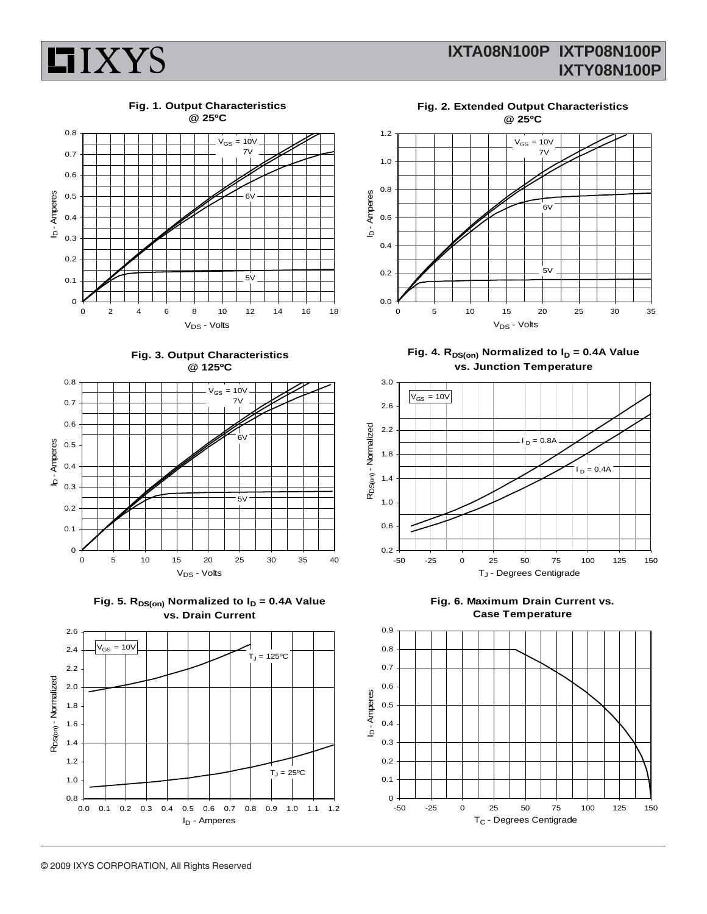**Fig. 1. Output Characteristics @ 25ºC**

$V_{GS}$ = 10V, 7V, 6V, 5V

$I_D$ - Amperes vs. $V_{DS}$ - Volts

**Fig. 2. Extended Output Characteristics @ 25ºC**

$V_{GS}$ = 10V, 7V, 6V, 5V

$I_D$ - Amperes vs. $V_{DS}$ - Volts

**Fig. 3. Output Characteristics @ 125ºC**

$V_{GS}$ = 10V, 7V, 6V, 5V

$I_D$ - Amperes vs. $V_{DS}$ - Volts

**Fig. 4. $R_{DS(on)}$ Normalized to $I_D$ = 0.4A Value vs. Junction Temperature**

$V_{GS}$ = 10V; $I_D$ = 0.8A; $I_D$ = 0.4A

$R_{DS(on)}$ - Normalized vs. $T_J$ - Degrees Centigrade

**Fig. 5. $R_{DS(on)}$ Normalized to $I_D$ = 0.4A Value vs. Drain Current**

$V_{GS}$ = 10V; $T_J$ = 125ºC; $T_J$ = 25ºC

$R_{DS(on)}$ - Normalized vs. $I_D$ - Amperes

**Fig. 6. Maximum Drain Current vs. Case Temperature**

$I_D$ - Amperes vs. $T_C$ - Degrees Centigrade

© 2009 IXYS CORPORATION, All Rights Reserved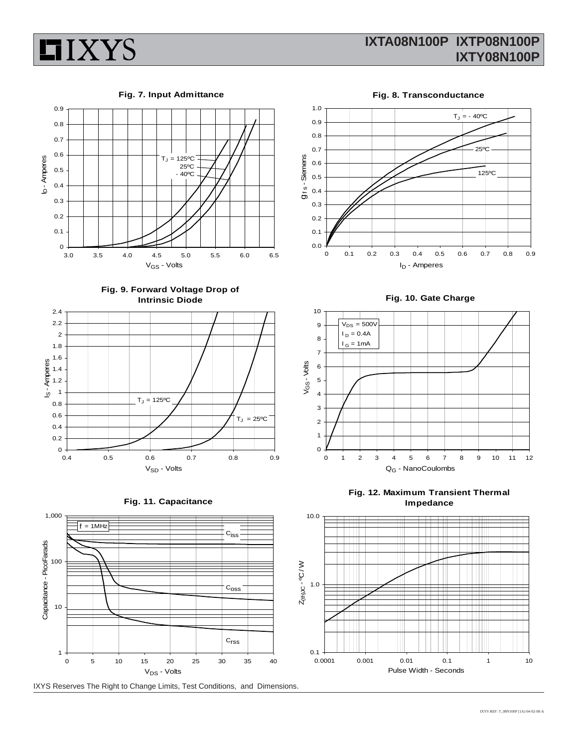**Fig. 7. Input Admittance**

**Fig. 8. Transconductance**

**Fig. 9. Forward Voltage Drop of Intrinsic Diode**

**Fig. 10. Gate Charge**

**Fig. 11. Capacitance**

**Fig. 12. Maximum Transient Thermal Impedance**

IXYS Reserves The Right to Change Limits, Test Conditions, and Dimensions.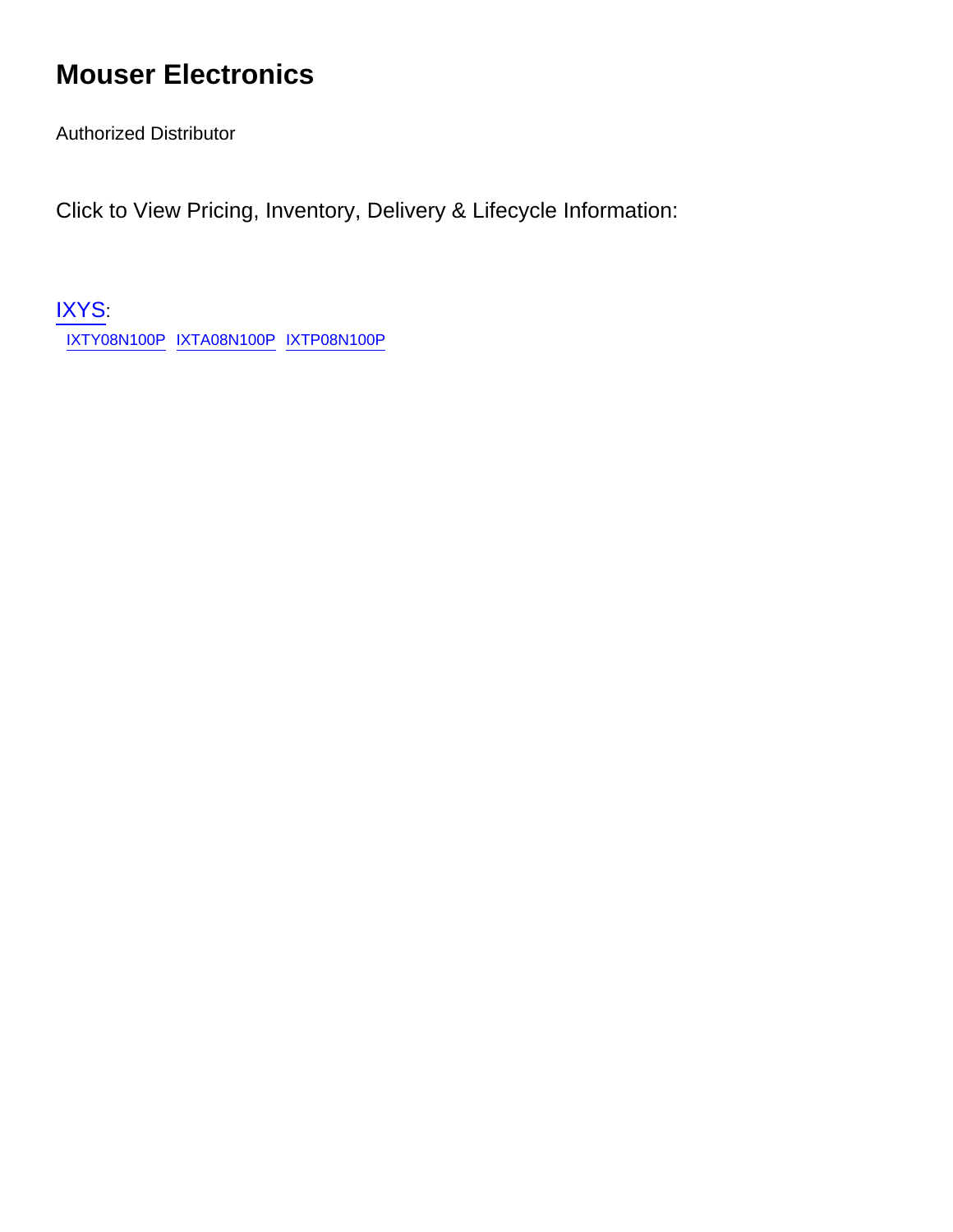# Mouser Electronics

Authorized Distributor

Click to View Pricing, Inventory, Delivery & Lifecycle Information:

IXYS:

IXTY08N100P IXTA08N100P IXTP08N100P